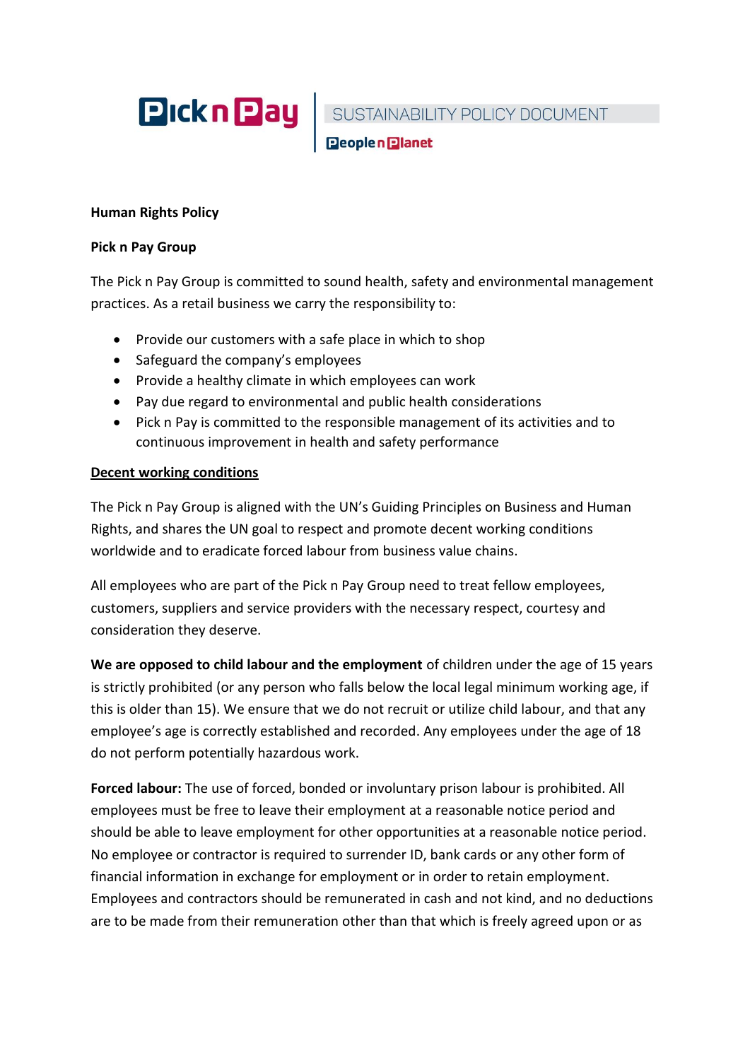Pick n Pay | SUSTAINABILITY POLICY DOCUMENT

People n Planet

**Human Rights Policy**

**Pick n Pay Group**

The Pick n Pay Group is committed to sound health, safety and environmental management practices. As a retail business we carry the responsibility to:

- Provide our customers with a safe place in which to shop
- Safeguard the company's employees
- Provide a healthy climate in which employees can work
- Pay due regard to environmental and public health considerations
- Pick n Pay is committed to the responsible management of its activities and to continuous improvement in health and safety performance

**Decent working conditions**

The Pick n Pay Group is aligned with the UN's Guiding Principles on Business and Human Rights, and shares the UN goal to respect and promote decent working conditions worldwide and to eradicate forced labour from business value chains.

All employees who are part of the Pick n Pay Group need to treat fellow employees, customers, suppliers and service providers with the necessary respect, courtesy and consideration they deserve.

**We are opposed to child labour and the employment** of children under the age of 15 years is strictly prohibited (or any person who falls below the local legal minimum working age, if this is older than 15). We ensure that we do not recruit or utilize child labour, and that any employee's age is correctly established and recorded. Any employees under the age of 18 do not perform potentially hazardous work.

**Forced labour:** The use of forced, bonded or involuntary prison labour is prohibited. All employees must be free to leave their employment at a reasonable notice period and should be able to leave employment for other opportunities at a reasonable notice period. No employee or contractor is required to surrender ID, bank cards or any other form of financial information in exchange for employment or in order to retain employment. Employees and contractors should be remunerated in cash and not kind, and no deductions are to be made from their remuneration other than that which is freely agreed upon or as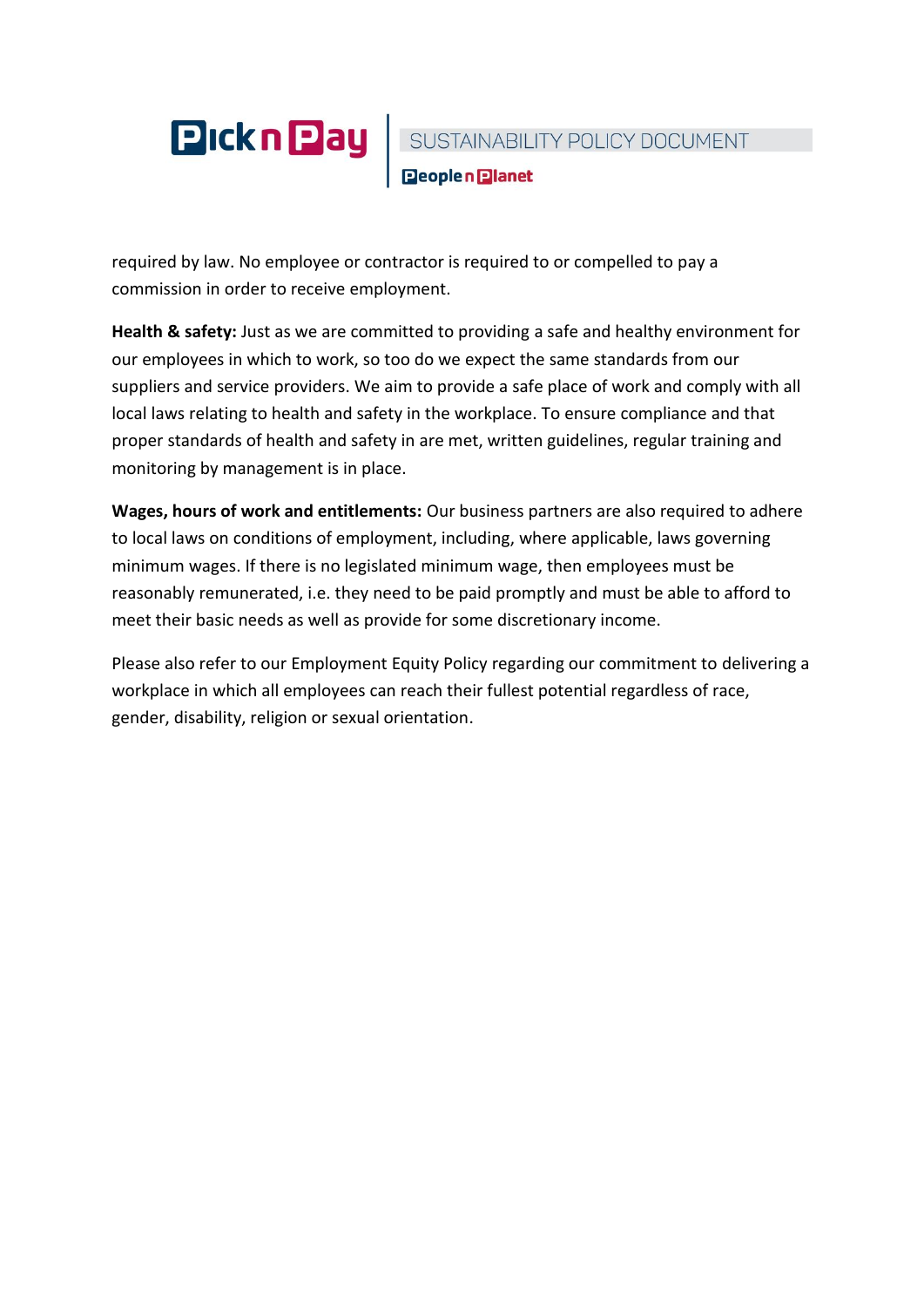required by law. No employee or contractor is required to or compelled to pay a commission in order to receive employment.

**Health & safety:** Just as we are committed to providing a safe and healthy environment for our employees in which to work, so too do we expect the same standards from our suppliers and service providers. We aim to provide a safe place of work and comply with all local laws relating to health and safety in the workplace. To ensure compliance and that proper standards of health and safety in are met, written guidelines, regular training and monitoring by management is in place.

**Wages, hours of work and entitlements:** Our business partners are also required to adhere to local laws on conditions of employment, including, where applicable, laws governing minimum wages. If there is no legislated minimum wage, then employees must be reasonably remunerated, i.e. they need to be paid promptly and must be able to afford to meet their basic needs as well as provide for some discretionary income.

Please also refer to our Employment Equity Policy regarding our commitment to delivering a workplace in which all employees can reach their fullest potential regardless of race, gender, disability, religion or sexual orientation.